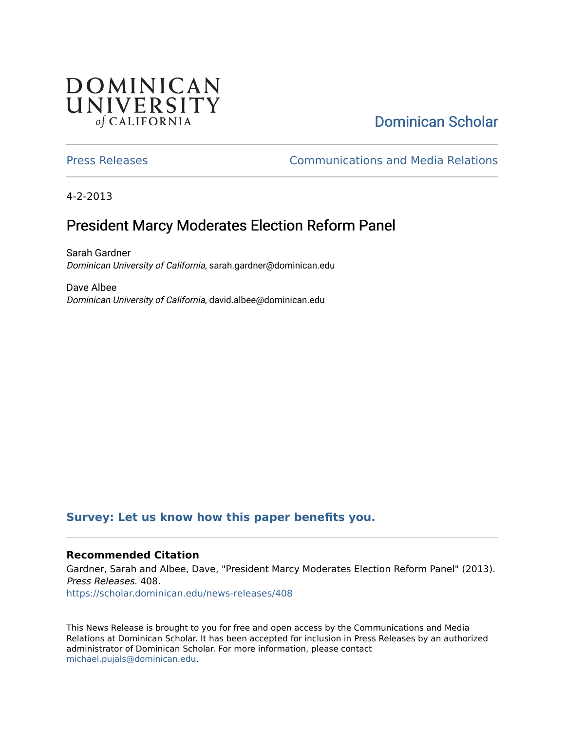DOMINICAN UNIVERSITY of CALIFORNIA

Dominican Scholar

Press Releases

Communications and Media Relations

4-2-2013

# President Marcy Moderates Election Reform Panel

Sarah Gardner
*Dominican University of California*, sarah.gardner@dominican.edu

Dave Albee
*Dominican University of California*, david.albee@dominican.edu

**Survey: Let us know how this paper benefits you.**

### Recommended Citation

Gardner, Sarah and Albee, Dave, "President Marcy Moderates Election Reform Panel" (2013). *Press Releases*. 408.
https://scholar.dominican.edu/news-releases/408

This News Release is brought to you for free and open access by the Communications and Media Relations at Dominican Scholar. It has been accepted for inclusion in Press Releases by an authorized administrator of Dominican Scholar. For more information, please contact michael.pujals@dominican.edu.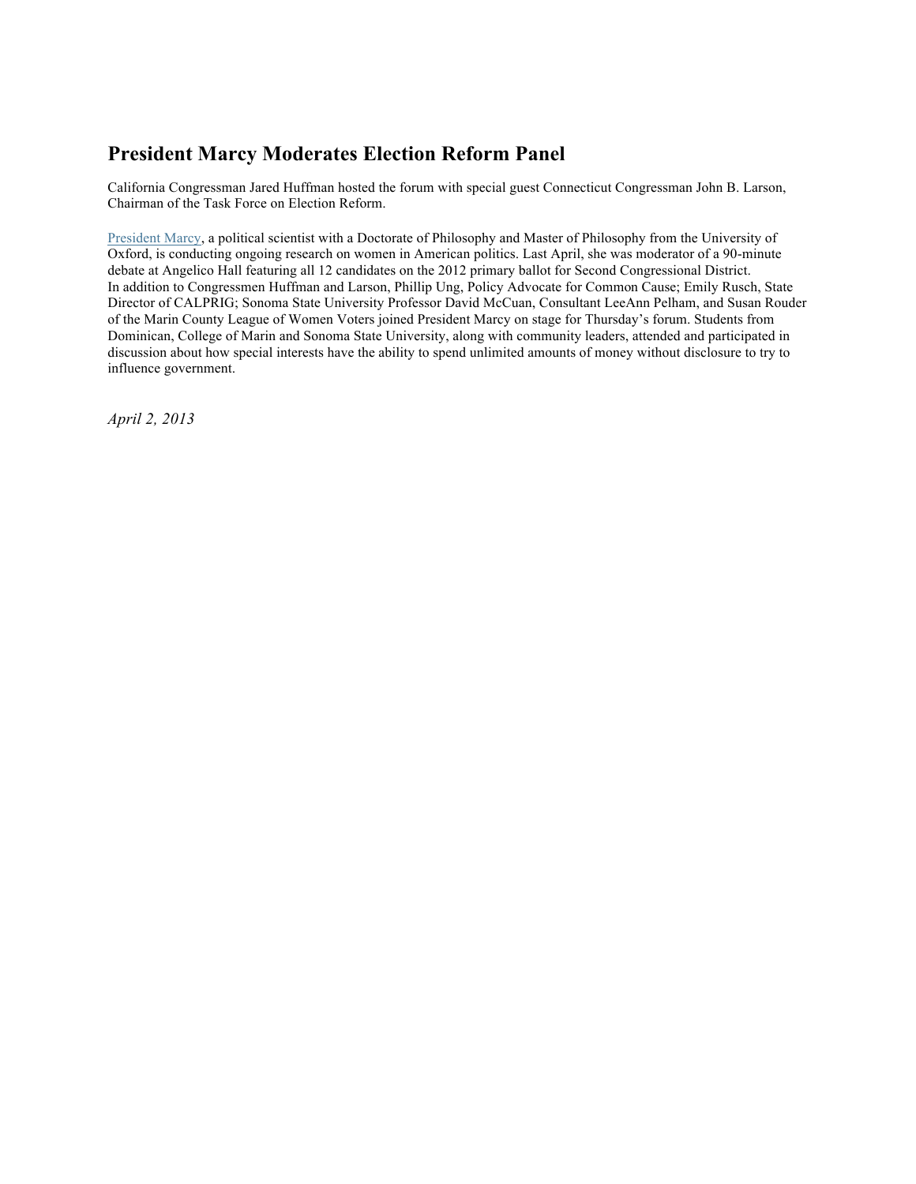# President Marcy Moderates Election Reform Panel

California Congressman Jared Huffman hosted the forum with special guest Connecticut Congressman John B. Larson, Chairman of the Task Force on Election Reform.

President Marcy, a political scientist with a Doctorate of Philosophy and Master of Philosophy from the University of Oxford, is conducting ongoing research on women in American politics. Last April, she was moderator of a 90-minute debate at Angelico Hall featuring all 12 candidates on the 2012 primary ballot for Second Congressional District.
In addition to Congressmen Huffman and Larson, Phillip Ung, Policy Advocate for Common Cause; Emily Rusch, State Director of CALPRIG; Sonoma State University Professor David McCuan, Consultant LeeAnn Pelham, and Susan Rouder of the Marin County League of Women Voters joined President Marcy on stage for Thursday's forum. Students from Dominican, College of Marin and Sonoma State University, along with community leaders, attended and participated in discussion about how special interests have the ability to spend unlimited amounts of money without disclosure to try to influence government.

*April 2, 2013*